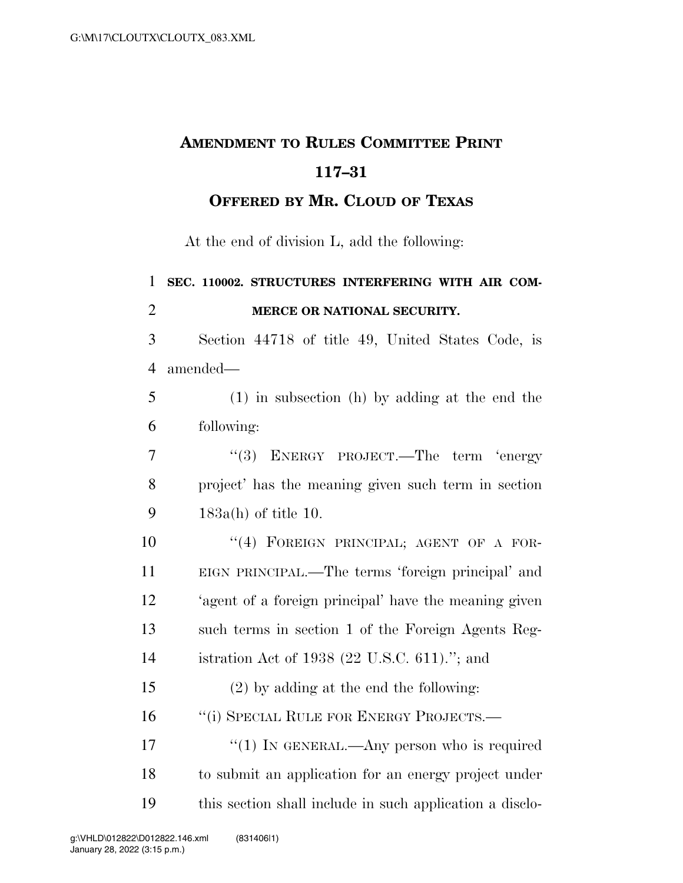# Amendment to Rules Committee Print 117–31

## Offered by Mr. Cloud of Texas

At the end of division L, add the following:

**SEC. 110002. STRUCTURES INTERFERING WITH AIR COMMERCE OR NATIONAL SECURITY.**

Section 44718 of title 49, United States Code, is amended—

(1) in subsection (h) by adding at the end the following:

"(3) ENERGY PROJECT.—The term 'energy project' has the meaning given such term in section 183a(h) of title 10.

"(4) FOREIGN PRINCIPAL; AGENT OF A FOREIGN PRINCIPAL.—The terms 'foreign principal' and 'agent of a foreign principal' have the meaning given such terms in section 1 of the Foreign Agents Registration Act of 1938 (22 U.S.C. 611)."; and

(2) by adding at the end the following:

"(i) SPECIAL RULE FOR ENERGY PROJECTS.—

"(1) IN GENERAL.—Any person who is required to submit an application for an energy project under this section shall include in such application a disclo-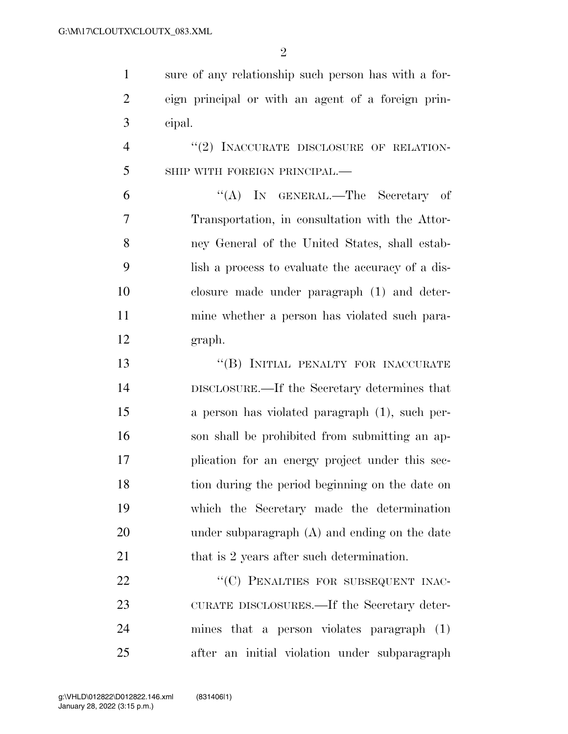sure of any relationship such person has with a foreign principal or with an agent of a foreign principal.

"(2) INACCURATE DISCLOSURE OF RELATIONSHIP WITH FOREIGN PRINCIPAL.—

"(A) IN GENERAL.—The Secretary of Transportation, in consultation with the Attorney General of the United States, shall establish a process to evaluate the accuracy of a disclosure made under paragraph (1) and determine whether a person has violated such paragraph.

"(B) INITIAL PENALTY FOR INACCURATE DISCLOSURE.—If the Secretary determines that a person has violated paragraph (1), such person shall be prohibited from submitting an application for an energy project under this section during the period beginning on the date on which the Secretary made the determination under subparagraph (A) and ending on the date that is 2 years after such determination.

"(C) PENALTIES FOR SUBSEQUENT INACCURATE DISCLOSURES.—If the Secretary determines that a person violates paragraph (1) after an initial violation under subparagraph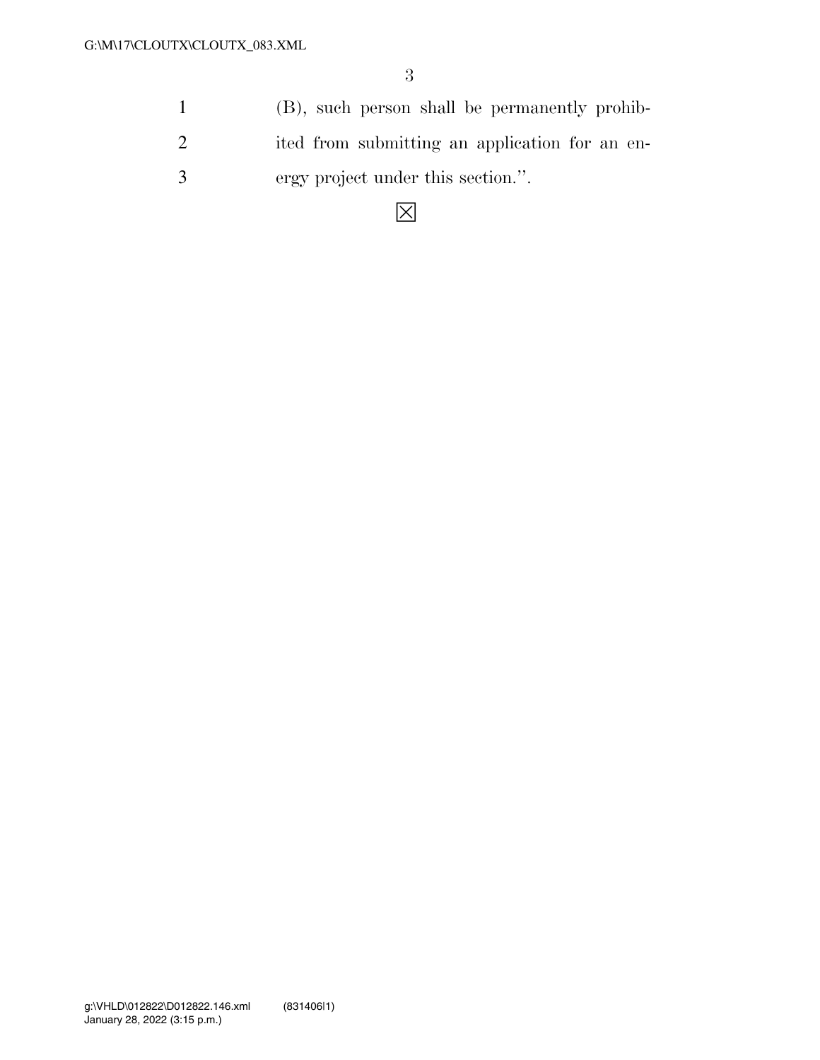(B), such person shall be permanently prohibited from submitting an application for an energy project under this section.''.